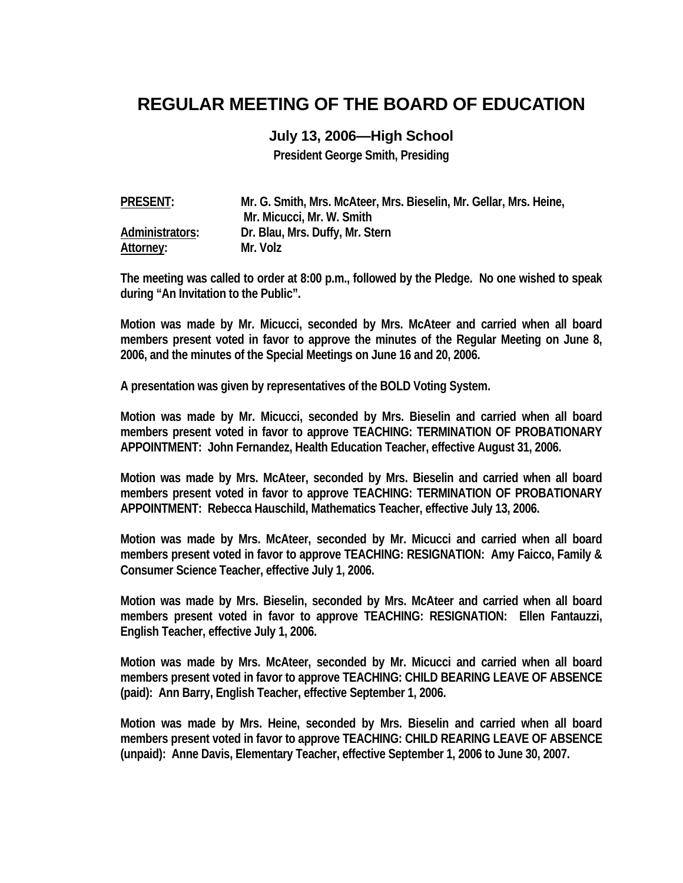# REGULAR MEETING OF THE BOARD OF EDUCATION

## July 13, 2006—High School

**President George Smith, Presiding**

| | |
|---|---|
| **PRESENT:** | **Mr. G. Smith, Mrs. McAteer, Mrs. Bieselin, Mr. Gellar, Mrs. Heine, Mr. Micucci, Mr. W. Smith** |
| **Administrators:** | **Dr. Blau, Mrs. Duffy, Mr. Stern** |
| **Attorney:** | **Mr. Volz** |

**The meeting was called to order at 8:00 p.m., followed by the Pledge. No one wished to speak during "An Invitation to the Public".**

**Motion was made by Mr. Micucci, seconded by Mrs. McAteer and carried when all board members present voted in favor to approve the minutes of the Regular Meeting on June 8, 2006, and the minutes of the Special Meetings on June 16 and 20, 2006.**

**A presentation was given by representatives of the BOLD Voting System.**

**Motion was made by Mr. Micucci, seconded by Mrs. Bieselin and carried when all board members present voted in favor to approve TEACHING: TERMINATION OF PROBATIONARY APPOINTMENT: John Fernandez, Health Education Teacher, effective August 31, 2006.**

**Motion was made by Mrs. McAteer, seconded by Mrs. Bieselin and carried when all board members present voted in favor to approve TEACHING: TERMINATION OF PROBATIONARY APPOINTMENT: Rebecca Hauschild, Mathematics Teacher, effective July 13, 2006.**

**Motion was made by Mrs. McAteer, seconded by Mr. Micucci and carried when all board members present voted in favor to approve TEACHING: RESIGNATION: Amy Faicco, Family & Consumer Science Teacher, effective July 1, 2006.**

**Motion was made by Mrs. Bieselin, seconded by Mrs. McAteer and carried when all board members present voted in favor to approve TEACHING: RESIGNATION: Ellen Fantauzzi, English Teacher, effective July 1, 2006.**

**Motion was made by Mrs. McAteer, seconded by Mr. Micucci and carried when all board members present voted in favor to approve TEACHING: CHILD BEARING LEAVE OF ABSENCE (paid): Ann Barry, English Teacher, effective September 1, 2006.**

**Motion was made by Mrs. Heine, seconded by Mrs. Bieselin and carried when all board members present voted in favor to approve TEACHING: CHILD REARING LEAVE OF ABSENCE (unpaid): Anne Davis, Elementary Teacher, effective September 1, 2006 to June 30, 2007.**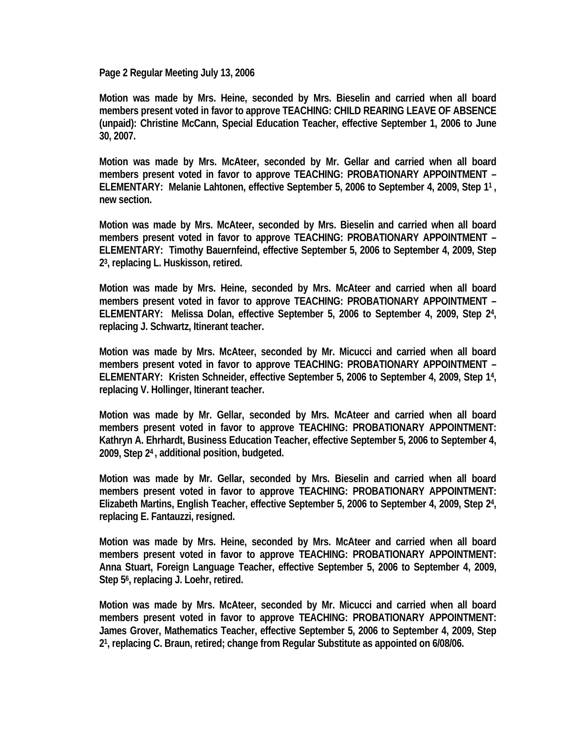**Page 2 Regular Meeting July 13, 2006**

**Motion was made by Mrs. Heine, seconded by Mrs. Bieselin and carried when all board members present voted in favor to approve TEACHING: CHILD REARING LEAVE OF ABSENCE (unpaid): Christine McCann, Special Education Teacher, effective September 1, 2006 to June 30, 2007.**

**Motion was made by Mrs. McAteer, seconded by Mr. Gellar and carried when all board members present voted in favor to approve TEACHING: PROBATIONARY APPOINTMENT – ELEMENTARY: Melanie Lahtonen, effective September 5, 2006 to September 4, 2009, Step 1[1] , new section.**

**Motion was made by Mrs. McAteer, seconded by Mrs. Bieselin and carried when all board members present voted in favor to approve TEACHING: PROBATIONARY APPOINTMENT – ELEMENTARY: Timothy Bauernfeind, effective September 5, 2006 to September 4, 2009, Step 2[3], replacing L. Huskisson, retired.**

**Motion was made by Mrs. Heine, seconded by Mrs. McAteer and carried when all board members present voted in favor to approve TEACHING: PROBATIONARY APPOINTMENT – ELEMENTARY: Melissa Dolan, effective September 5, 2006 to September 4, 2009, Step 2[4], replacing J. Schwartz, Itinerant teacher.**

**Motion was made by Mrs. McAteer, seconded by Mr. Micucci and carried when all board members present voted in favor to approve TEACHING: PROBATIONARY APPOINTMENT – ELEMENTARY: Kristen Schneider, effective September 5, 2006 to September 4, 2009, Step 1[4], replacing V. Hollinger, Itinerant teacher.**

**Motion was made by Mr. Gellar, seconded by Mrs. McAteer and carried when all board members present voted in favor to approve TEACHING: PROBATIONARY APPOINTMENT: Kathryn A. Ehrhardt, Business Education Teacher, effective September 5, 2006 to September 4, 2009, Step 2[4] , additional position, budgeted.**

**Motion was made by Mr. Gellar, seconded by Mrs. Bieselin and carried when all board members present voted in favor to approve TEACHING: PROBATIONARY APPOINTMENT: Elizabeth Martins, English Teacher, effective September 5, 2006 to September 4, 2009, Step 2[4], replacing E. Fantauzzi, resigned.**

**Motion was made by Mrs. Heine, seconded by Mrs. McAteer and carried when all board members present voted in favor to approve TEACHING: PROBATIONARY APPOINTMENT: Anna Stuart, Foreign Language Teacher, effective September 5, 2006 to September 4, 2009, Step 5[6], replacing J. Loehr, retired.**

**Motion was made by Mrs. McAteer, seconded by Mr. Micucci and carried when all board members present voted in favor to approve TEACHING: PROBATIONARY APPOINTMENT: James Grover, Mathematics Teacher, effective September 5, 2006 to September 4, 2009, Step 2[1], replacing C. Braun, retired; change from Regular Substitute as appointed on 6/08/06.**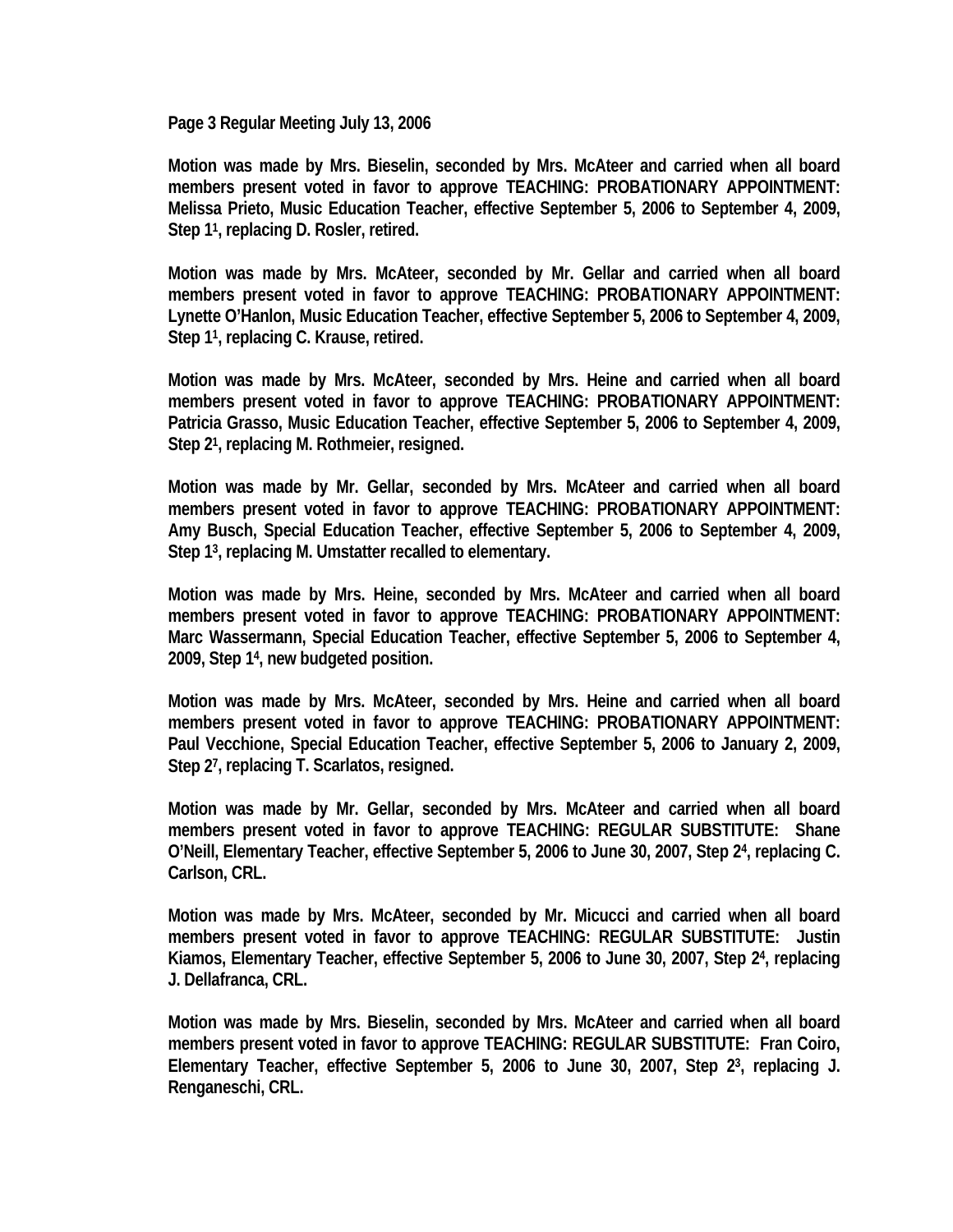**Page 3 Regular Meeting July 13, 2006**

**Motion was made by Mrs. Bieselin, seconded by Mrs. McAteer and carried when all board members present voted in favor to approve TEACHING: PROBATIONARY APPOINTMENT: Melissa Prieto, Music Education Teacher, effective September 5, 2006 to September 4, 2009, Step 1[1], replacing D. Rosler, retired.**

**Motion was made by Mrs. McAteer, seconded by Mr. Gellar and carried when all board members present voted in favor to approve TEACHING: PROBATIONARY APPOINTMENT: Lynette O'Hanlon, Music Education Teacher, effective September 5, 2006 to September 4, 2009, Step 1[1], replacing C. Krause, retired.**

**Motion was made by Mrs. McAteer, seconded by Mrs. Heine and carried when all board members present voted in favor to approve TEACHING: PROBATIONARY APPOINTMENT: Patricia Grasso, Music Education Teacher, effective September 5, 2006 to September 4, 2009, Step 2[1], replacing M. Rothmeier, resigned.**

**Motion was made by Mr. Gellar, seconded by Mrs. McAteer and carried when all board members present voted in favor to approve TEACHING: PROBATIONARY APPOINTMENT: Amy Busch, Special Education Teacher, effective September 5, 2006 to September 4, 2009, Step 1[3], replacing M. Umstatter recalled to elementary.**

**Motion was made by Mrs. Heine, seconded by Mrs. McAteer and carried when all board members present voted in favor to approve TEACHING: PROBATIONARY APPOINTMENT: Marc Wassermann, Special Education Teacher, effective September 5, 2006 to September 4, 2009, Step 1[4], new budgeted position.**

**Motion was made by Mrs. McAteer, seconded by Mrs. Heine and carried when all board members present voted in favor to approve TEACHING: PROBATIONARY APPOINTMENT: Paul Vecchione, Special Education Teacher, effective September 5, 2006 to January 2, 2009, Step 2[7], replacing T. Scarlatos, resigned.**

**Motion was made by Mr. Gellar, seconded by Mrs. McAteer and carried when all board members present voted in favor to approve TEACHING: REGULAR SUBSTITUTE: Shane O'Neill, Elementary Teacher, effective September 5, 2006 to June 30, 2007, Step 2[4], replacing C. Carlson, CRL.**

**Motion was made by Mrs. McAteer, seconded by Mr. Micucci and carried when all board members present voted in favor to approve TEACHING: REGULAR SUBSTITUTE: Justin Kiamos, Elementary Teacher, effective September 5, 2006 to June 30, 2007, Step 2[4], replacing J. Dellafranca, CRL.**

**Motion was made by Mrs. Bieselin, seconded by Mrs. McAteer and carried when all board members present voted in favor to approve TEACHING: REGULAR SUBSTITUTE: Fran Coiro, Elementary Teacher, effective September 5, 2006 to June 30, 2007, Step 2[3], replacing J. Renganeschi, CRL.**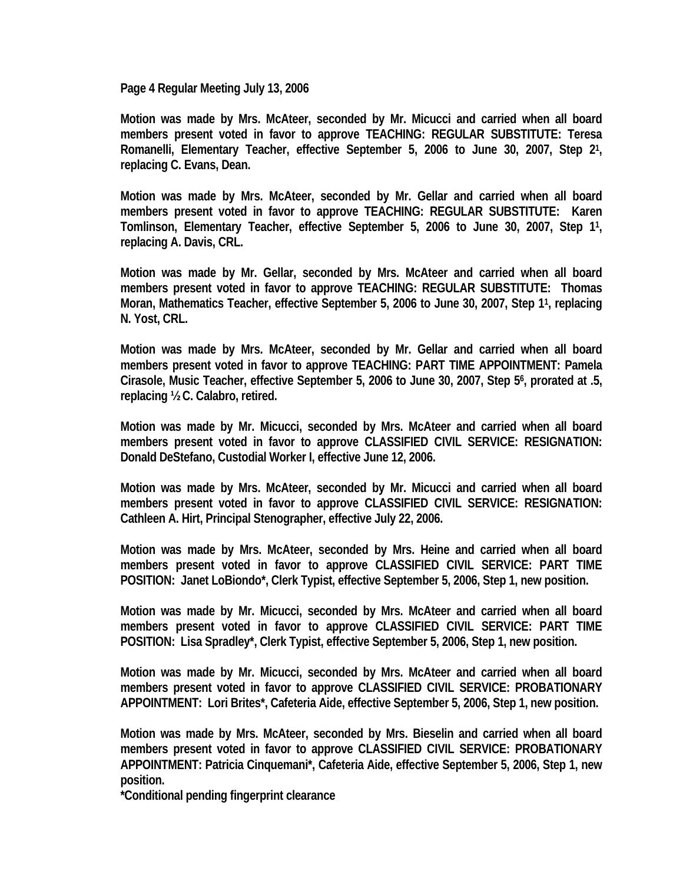**Page 4 Regular Meeting July 13, 2006**

**Motion was made by Mrs. McAteer, seconded by Mr. Micucci and carried when all board members present voted in favor to approve TEACHING: REGULAR SUBSTITUTE: Teresa Romanelli, Elementary Teacher, effective September 5, 2006 to June 30, 2007, Step 2[1], replacing C. Evans, Dean.**

**Motion was made by Mrs. McAteer, seconded by Mr. Gellar and carried when all board members present voted in favor to approve TEACHING: REGULAR SUBSTITUTE: Karen Tomlinson, Elementary Teacher, effective September 5, 2006 to June 30, 2007, Step 1[1], replacing A. Davis, CRL.**

**Motion was made by Mr. Gellar, seconded by Mrs. McAteer and carried when all board members present voted in favor to approve TEACHING: REGULAR SUBSTITUTE: Thomas Moran, Mathematics Teacher, effective September 5, 2006 to June 30, 2007, Step 1[1], replacing N. Yost, CRL.**

**Motion was made by Mrs. McAteer, seconded by Mr. Gellar and carried when all board members present voted in favor to approve TEACHING: PART TIME APPOINTMENT: Pamela Cirasole, Music Teacher, effective September 5, 2006 to June 30, 2007, Step 5[6], prorated at .5, replacing ½ C. Calabro, retired.**

**Motion was made by Mr. Micucci, seconded by Mrs. McAteer and carried when all board members present voted in favor to approve CLASSIFIED CIVIL SERVICE: RESIGNATION: Donald DeStefano, Custodial Worker I, effective June 12, 2006.**

**Motion was made by Mrs. McAteer, seconded by Mr. Micucci and carried when all board members present voted in favor to approve CLASSIFIED CIVIL SERVICE: RESIGNATION: Cathleen A. Hirt, Principal Stenographer, effective July 22, 2006.**

**Motion was made by Mrs. McAteer, seconded by Mrs. Heine and carried when all board members present voted in favor to approve CLASSIFIED CIVIL SERVICE: PART TIME POSITION: Janet LoBiondo*, Clerk Typist, effective September 5, 2006, Step 1, new position.**

**Motion was made by Mr. Micucci, seconded by Mrs. McAteer and carried when all board members present voted in favor to approve CLASSIFIED CIVIL SERVICE: PART TIME POSITION: Lisa Spradley*, Clerk Typist, effective September 5, 2006, Step 1, new position.**

**Motion was made by Mr. Micucci, seconded by Mrs. McAteer and carried when all board members present voted in favor to approve CLASSIFIED CIVIL SERVICE: PROBATIONARY APPOINTMENT: Lori Brites*, Cafeteria Aide, effective September 5, 2006, Step 1, new position.**

**Motion was made by Mrs. McAteer, seconded by Mrs. Bieselin and carried when all board members present voted in favor to approve CLASSIFIED CIVIL SERVICE: PROBATIONARY APPOINTMENT: Patricia Cinquemani*, Cafeteria Aide, effective September 5, 2006, Step 1, new position.**
***Conditional pending fingerprint clearance**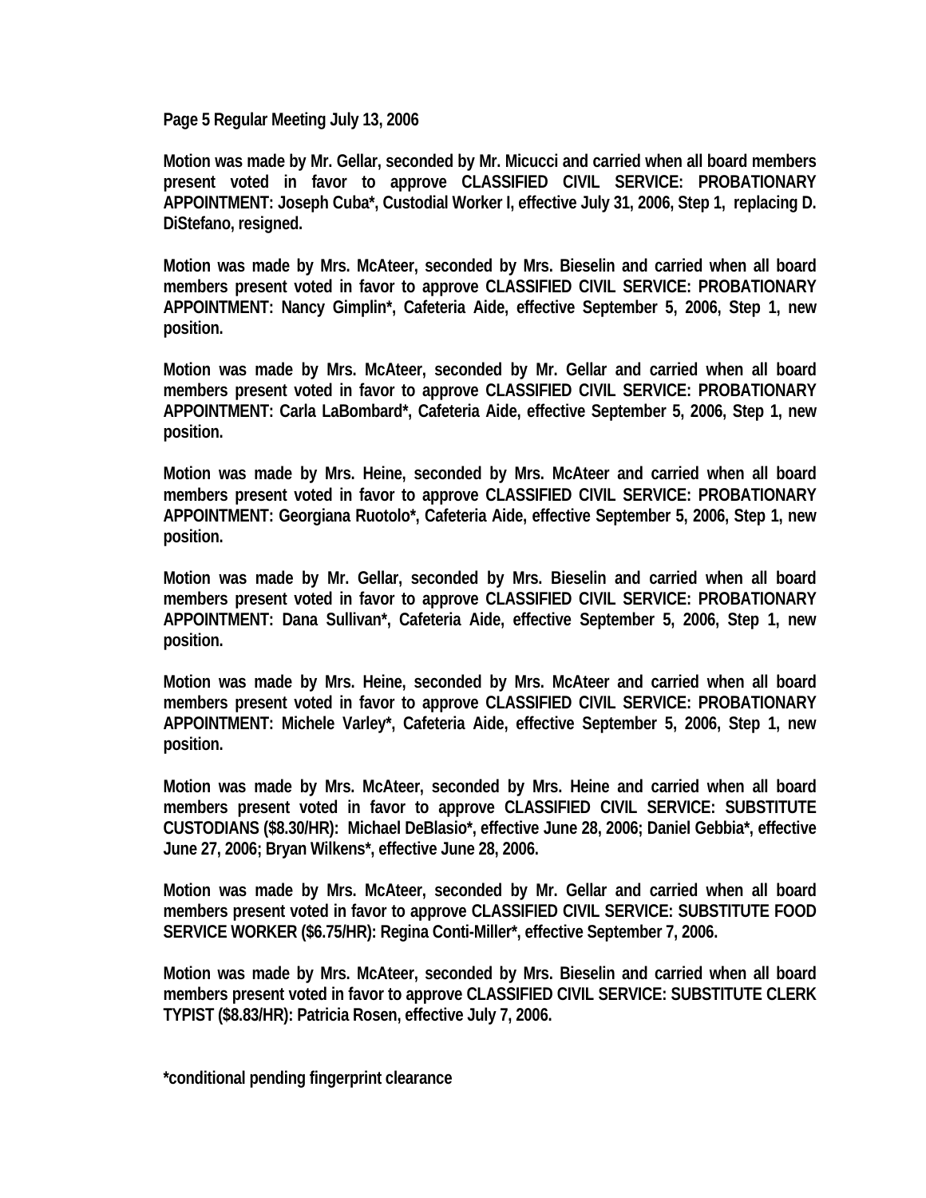**Page 5 Regular Meeting July 13, 2006**

**Motion was made by Mr. Gellar, seconded by Mr. Micucci and carried when all board members present voted in favor to approve CLASSIFIED CIVIL SERVICE: PROBATIONARY APPOINTMENT: Joseph Cuba*, Custodial Worker I, effective July 31, 2006, Step 1, replacing D. DiStefano, resigned.**

**Motion was made by Mrs. McAteer, seconded by Mrs. Bieselin and carried when all board members present voted in favor to approve CLASSIFIED CIVIL SERVICE: PROBATIONARY APPOINTMENT: Nancy Gimplin*, Cafeteria Aide, effective September 5, 2006, Step 1, new position.**

**Motion was made by Mrs. McAteer, seconded by Mr. Gellar and carried when all board members present voted in favor to approve CLASSIFIED CIVIL SERVICE: PROBATIONARY APPOINTMENT: Carla LaBombard*, Cafeteria Aide, effective September 5, 2006, Step 1, new position.**

**Motion was made by Mrs. Heine, seconded by Mrs. McAteer and carried when all board members present voted in favor to approve CLASSIFIED CIVIL SERVICE: PROBATIONARY APPOINTMENT: Georgiana Ruotolo*, Cafeteria Aide, effective September 5, 2006, Step 1, new position.**

**Motion was made by Mr. Gellar, seconded by Mrs. Bieselin and carried when all board members present voted in favor to approve CLASSIFIED CIVIL SERVICE: PROBATIONARY APPOINTMENT: Dana Sullivan*, Cafeteria Aide, effective September 5, 2006, Step 1, new position.**

**Motion was made by Mrs. Heine, seconded by Mrs. McAteer and carried when all board members present voted in favor to approve CLASSIFIED CIVIL SERVICE: PROBATIONARY APPOINTMENT: Michele Varley*, Cafeteria Aide, effective September 5, 2006, Step 1, new position.**

**Motion was made by Mrs. McAteer, seconded by Mrs. Heine and carried when all board members present voted in favor to approve CLASSIFIED CIVIL SERVICE: SUBSTITUTE CUSTODIANS ($8.30/HR): Michael DeBlasio*, effective June 28, 2006; Daniel Gebbia*, effective June 27, 2006; Bryan Wilkens*, effective June 28, 2006.**

**Motion was made by Mrs. McAteer, seconded by Mr. Gellar and carried when all board members present voted in favor to approve CLASSIFIED CIVIL SERVICE: SUBSTITUTE FOOD SERVICE WORKER ($6.75/HR): Regina Conti-Miller*, effective September 7, 2006.**

**Motion was made by Mrs. McAteer, seconded by Mrs. Bieselin and carried when all board members present voted in favor to approve CLASSIFIED CIVIL SERVICE: SUBSTITUTE CLERK TYPIST ($8.83/HR): Patricia Rosen, effective July 7, 2006.**

**\*conditional pending fingerprint clearance**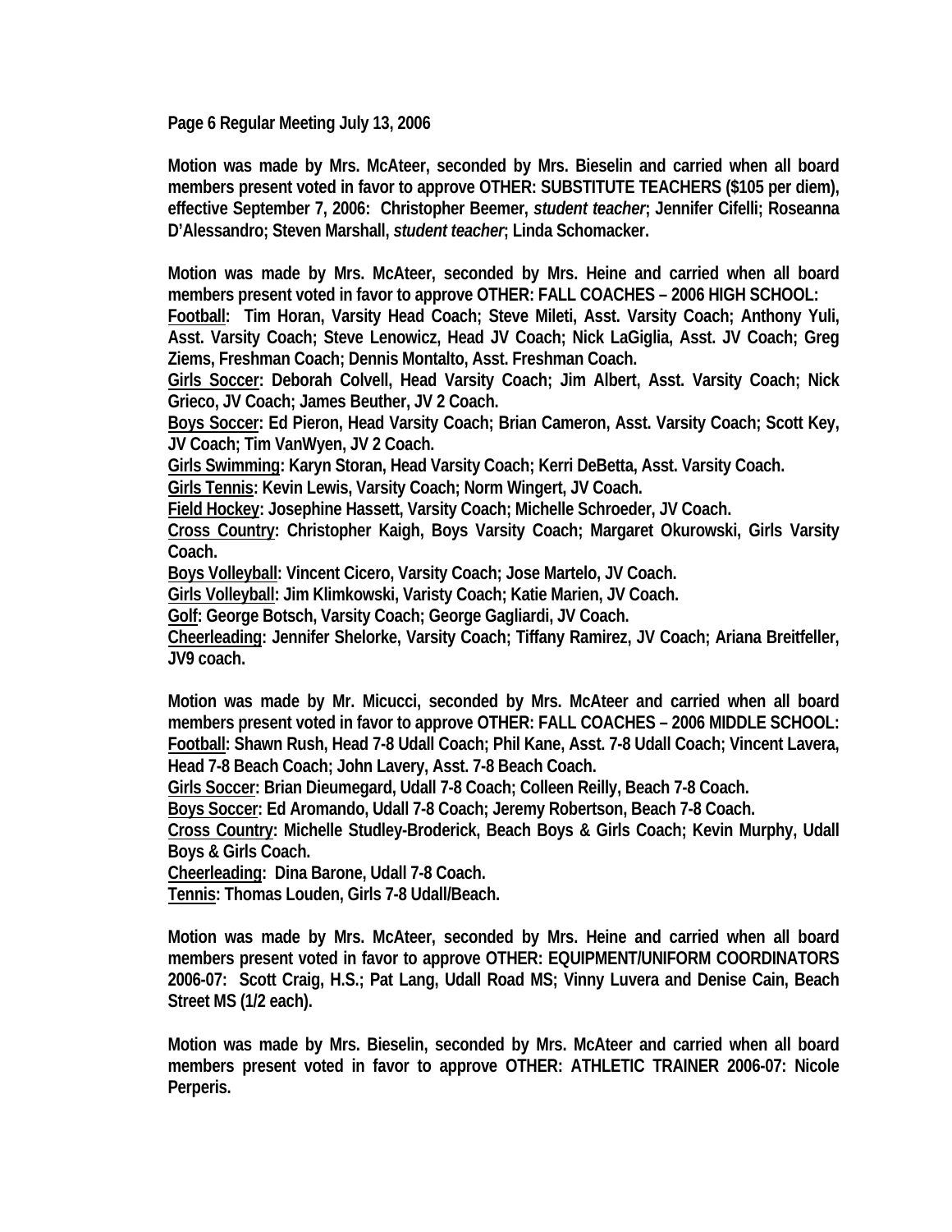**Page 6 Regular Meeting July 13, 2006**

**Motion was made by Mrs. McAteer, seconded by Mrs. Bieselin and carried when all board members present voted in favor to approve OTHER: SUBSTITUTE TEACHERS ($105 per diem), effective September 7, 2006: Christopher Beemer, *student teacher*; Jennifer Cifelli; Roseanna D'Alessandro; Steven Marshall, *student teacher*; Linda Schomacker.**

**Motion was made by Mrs. McAteer, seconded by Mrs. Heine and carried when all board members present voted in favor to approve OTHER: FALL COACHES – 2006 HIGH SCHOOL:**
**<u>Football</u>: Tim Horan, Varsity Head Coach; Steve Mileti, Asst. Varsity Coach; Anthony Yuli, Asst. Varsity Coach; Steve Lenowicz, Head JV Coach; Nick LaGiglia, Asst. JV Coach; Greg Ziems, Freshman Coach; Dennis Montalto, Asst. Freshman Coach.**
**<u>Girls Soccer</u>: Deborah Colvell, Head Varsity Coach; Jim Albert, Asst. Varsity Coach; Nick Grieco, JV Coach; James Beuther, JV 2 Coach.**
**<u>Boys Soccer</u>: Ed Pieron, Head Varsity Coach; Brian Cameron, Asst. Varsity Coach; Scott Key, JV Coach; Tim VanWyen, JV 2 Coach.**
**<u>Girls Swimming</u>: Karyn Storan, Head Varsity Coach; Kerri DeBetta, Asst. Varsity Coach.**
**<u>Girls Tennis</u>: Kevin Lewis, Varsity Coach; Norm Wingert, JV Coach.**
**<u>Field Hockey</u>: Josephine Hassett, Varsity Coach; Michelle Schroeder, JV Coach.**
**<u>Cross Country</u>: Christopher Kaigh, Boys Varsity Coach; Margaret Okurowski, Girls Varsity Coach.**
**<u>Boys Volleyball</u>: Vincent Cicero, Varsity Coach; Jose Martelo, JV Coach.**
**<u>Girls Volleyball</u>: Jim Klimkowski, Varisty Coach; Katie Marien, JV Coach.**
**<u>Golf</u>: George Botsch, Varsity Coach; George Gagliardi, JV Coach.**
**<u>Cheerleading</u>: Jennifer Shelorke, Varsity Coach; Tiffany Ramirez, JV Coach; Ariana Breitfeller, JV9 coach.**

**Motion was made by Mr. Micucci, seconded by Mrs. McAteer and carried when all board members present voted in favor to approve OTHER: FALL COACHES – 2006 MIDDLE SCHOOL:**
**<u>Football</u>: Shawn Rush, Head 7-8 Udall Coach; Phil Kane, Asst. 7-8 Udall Coach; Vincent Lavera, Head 7-8 Beach Coach; John Lavery, Asst. 7-8 Beach Coach.**
**<u>Girls Soccer</u>: Brian Dieumegard, Udall 7-8 Coach; Colleen Reilly, Beach 7-8 Coach.**
**<u>Boys Soccer</u>: Ed Aromando, Udall 7-8 Coach; Jeremy Robertson, Beach 7-8 Coach.**
**<u>Cross Country</u>: Michelle Studley-Broderick, Beach Boys & Girls Coach; Kevin Murphy, Udall Boys & Girls Coach.**
**<u>Cheerleading</u>: Dina Barone, Udall 7-8 Coach.**
**<u>Tennis</u>: Thomas Louden, Girls 7-8 Udall/Beach.**

**Motion was made by Mrs. McAteer, seconded by Mrs. Heine and carried when all board members present voted in favor to approve OTHER: EQUIPMENT/UNIFORM COORDINATORS 2006-07: Scott Craig, H.S.; Pat Lang, Udall Road MS; Vinny Luvera and Denise Cain, Beach Street MS (1/2 each).**

**Motion was made by Mrs. Bieselin, seconded by Mrs. McAteer and carried when all board members present voted in favor to approve OTHER: ATHLETIC TRAINER 2006-07: Nicole Perperis.**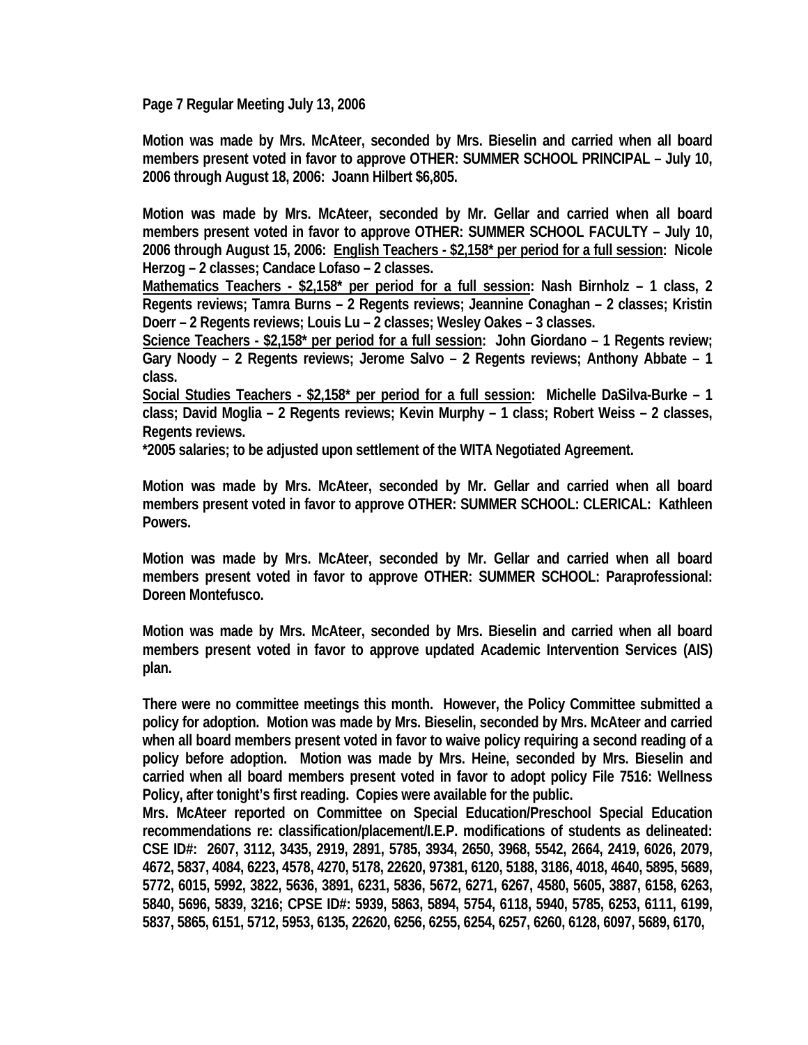**Page 7 Regular Meeting July 13, 2006**

**Motion was made by Mrs. McAteer, seconded by Mrs. Bieselin and carried when all board members present voted in favor to approve OTHER: SUMMER SCHOOL PRINCIPAL – July 10, 2006 through August 18, 2006: Joann Hilbert $6,805.**

**Motion was made by Mrs. McAteer, seconded by Mr. Gellar and carried when all board members present voted in favor to approve OTHER: SUMMER SCHOOL FACULTY – July 10, 2006 through August 15, 2006: <u>English Teachers - $2,158* per period for a full session</u>: Nicole Herzog – 2 classes; Candace Lofaso – 2 classes.**
**<u>Mathematics Teachers - $2,158* per period for a full session</u>: Nash Birnholz – 1 class, 2 Regents reviews; Tamra Burns – 2 Regents reviews; Jeannine Conaghan – 2 classes; Kristin Doerr – 2 Regents reviews; Louis Lu – 2 classes; Wesley Oakes – 3 classes.**
**<u>Science Teachers - $2,158* per period for a full session</u>: John Giordano – 1 Regents review; Gary Noody – 2 Regents reviews; Jerome Salvo – 2 Regents reviews; Anthony Abbate – 1 class.**
**<u>Social Studies Teachers - $2,158* per period for a full session</u>: Michelle DaSilva-Burke – 1 class; David Moglia – 2 Regents reviews; Kevin Murphy – 1 class; Robert Weiss – 2 classes, Regents reviews.**
***2005 salaries; to be adjusted upon settlement of the WITA Negotiated Agreement.**

**Motion was made by Mrs. McAteer, seconded by Mr. Gellar and carried when all board members present voted in favor to approve OTHER: SUMMER SCHOOL: CLERICAL: Kathleen Powers.**

**Motion was made by Mrs. McAteer, seconded by Mr. Gellar and carried when all board members present voted in favor to approve OTHER: SUMMER SCHOOL: Paraprofessional: Doreen Montefusco.**

**Motion was made by Mrs. McAteer, seconded by Mrs. Bieselin and carried when all board members present voted in favor to approve updated Academic Intervention Services (AIS) plan.**

**There were no committee meetings this month. However, the Policy Committee submitted a policy for adoption. Motion was made by Mrs. Bieselin, seconded by Mrs. McAteer and carried when all board members present voted in favor to waive policy requiring a second reading of a policy before adoption. Motion was made by Mrs. Heine, seconded by Mrs. Bieselin and carried when all board members present voted in favor to adopt policy File 7516: Wellness Policy, after tonight's first reading. Copies were available for the public.**
**Mrs. McAteer reported on Committee on Special Education/Preschool Special Education recommendations re: classification/placement/I.E.P. modifications of students as delineated: CSE ID#: 2607, 3112, 3435, 2919, 2891, 5785, 3934, 2650, 3968, 5542, 2664, 2419, 6026, 2079, 4672, 5837, 4084, 6223, 4578, 4270, 5178, 22620, 97381, 6120, 5188, 3186, 4018, 4640, 5895, 5689, 5772, 6015, 5992, 3822, 5636, 3891, 6231, 5836, 5672, 6271, 6267, 4580, 5605, 3887, 6158, 6263, 5840, 5696, 5839, 3216; CPSE ID#: 5939, 5863, 5894, 5754, 6118, 5940, 5785, 6253, 6111, 6199, 5837, 5865, 6151, 5712, 5953, 6135, 22620, 6256, 6255, 6254, 6257, 6260, 6128, 6097, 5689, 6170,**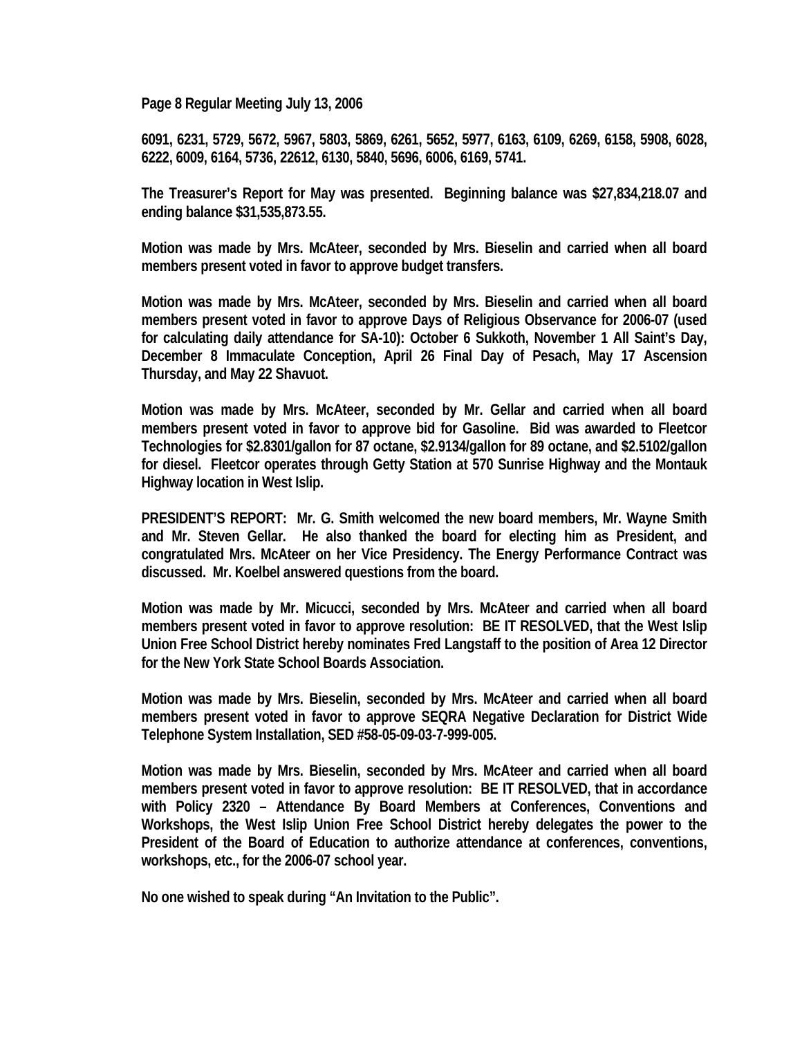**Page 8 Regular Meeting July 13, 2006**

**6091, 6231, 5729, 5672, 5967, 5803, 5869, 6261, 5652, 5977, 6163, 6109, 6269, 6158, 5908, 6028, 6222, 6009, 6164, 5736, 22612, 6130, 5840, 5696, 6006, 6169, 5741.**

**The Treasurer's Report for May was presented. Beginning balance was $27,834,218.07 and ending balance $31,535,873.55.**

**Motion was made by Mrs. McAteer, seconded by Mrs. Bieselin and carried when all board members present voted in favor to approve budget transfers.**

**Motion was made by Mrs. McAteer, seconded by Mrs. Bieselin and carried when all board members present voted in favor to approve Days of Religious Observance for 2006-07 (used for calculating daily attendance for SA-10): October 6 Sukkoth, November 1 All Saint's Day, December 8 Immaculate Conception, April 26 Final Day of Pesach, May 17 Ascension Thursday, and May 22 Shavuot.**

**Motion was made by Mrs. McAteer, seconded by Mr. Gellar and carried when all board members present voted in favor to approve bid for Gasoline. Bid was awarded to Fleetcor Technologies for $2.8301/gallon for 87 octane, $2.9134/gallon for 89 octane, and $2.5102/gallon for diesel. Fleetcor operates through Getty Station at 570 Sunrise Highway and the Montauk Highway location in West Islip.**

**PRESIDENT'S REPORT: Mr. G. Smith welcomed the new board members, Mr. Wayne Smith and Mr. Steven Gellar. He also thanked the board for electing him as President, and congratulated Mrs. McAteer on her Vice Presidency. The Energy Performance Contract was discussed. Mr. Koelbel answered questions from the board.**

**Motion was made by Mr. Micucci, seconded by Mrs. McAteer and carried when all board members present voted in favor to approve resolution: BE IT RESOLVED, that the West Islip Union Free School District hereby nominates Fred Langstaff to the position of Area 12 Director for the New York State School Boards Association.**

**Motion was made by Mrs. Bieselin, seconded by Mrs. McAteer and carried when all board members present voted in favor to approve SEQRA Negative Declaration for District Wide Telephone System Installation, SED #58-05-09-03-7-999-005.**

**Motion was made by Mrs. Bieselin, seconded by Mrs. McAteer and carried when all board members present voted in favor to approve resolution: BE IT RESOLVED, that in accordance with Policy 2320 – Attendance By Board Members at Conferences, Conventions and Workshops, the West Islip Union Free School District hereby delegates the power to the President of the Board of Education to authorize attendance at conferences, conventions, workshops, etc., for the 2006-07 school year.**

**No one wished to speak during "An Invitation to the Public".**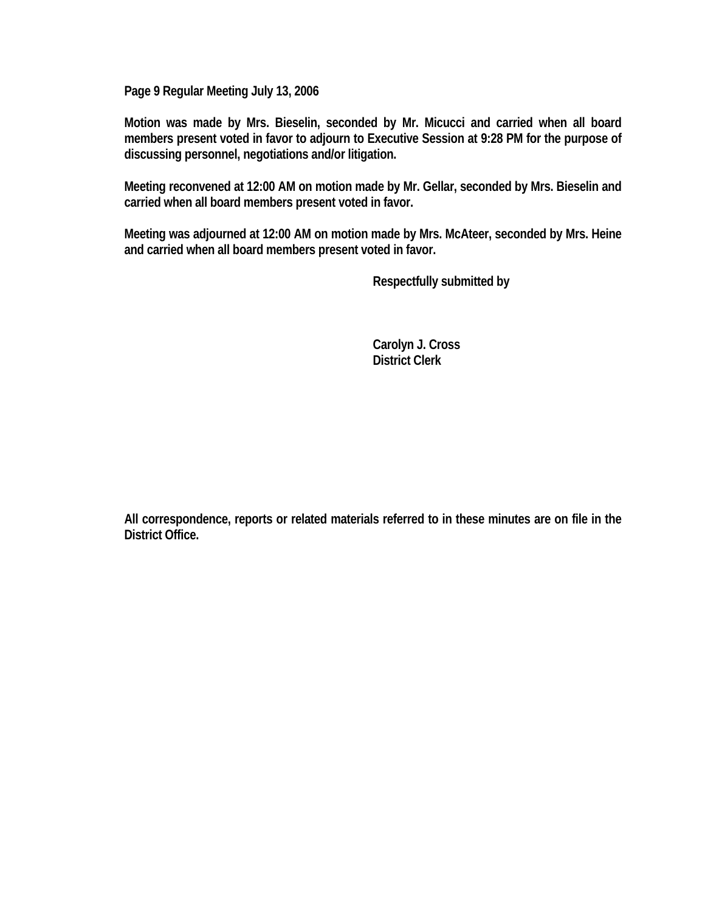Motion was made by Mrs. Bieselin, seconded by Mr. Micucci and carried when all board members present voted in favor to adjourn to Executive Session at 9:28 PM for the purpose of discussing personnel, negotiations and/or litigation.

Meeting reconvened at 12:00 AM on motion made by Mr. Gellar, seconded by Mrs. Bieselin and carried when all board members present voted in favor.

Meeting was adjourned at 12:00 AM on motion made by Mrs. McAteer, seconded by Mrs. Heine and carried when all board members present voted in favor.

Respectfully submitted by

Carolyn J. Cross
District Clerk

All correspondence, reports or related materials referred to in these minutes are on file in the District Office.